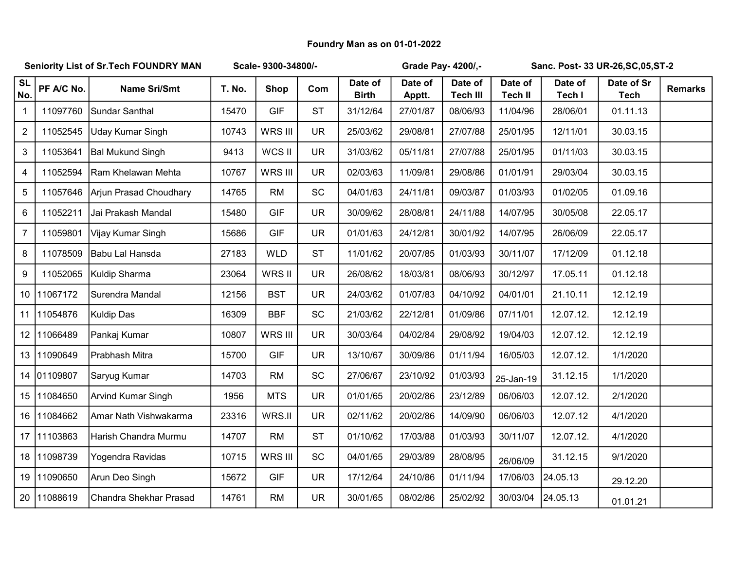**Foundry Man as on 01-01-2022**

**Seniority List of Sr.Tech FOUNDRY MAN** **Scale- 9300-34800/-** **Grade Pay- 4200/,-** **Sanc. Post- 33 UR-26,SC,05,ST-2**

| SL No. | PF A/C No. | Name Sri/Smt | T. No. | Shop | Com | Date of Birth | Date of Apptt. | Date of Tech III | Date of Tech II | Date of Tech I | Date of Sr Tech | Remarks |
|---|---|---|---|---|---|---|---|---|---|---|---|---|
| 1 | 11097760 | Sundar Santhal | 15470 | GIF | ST | 31/12/64 | 27/01/87 | 08/06/93 | 11/04/96 | 28/06/01 | 01.11.13 | |
| 2 | 11052545 | Uday Kumar Singh | 10743 | WRS III | UR | 25/03/62 | 29/08/81 | 27/07/88 | 25/01/95 | 12/11/01 | 30.03.15 | |
| 3 | 11053641 | Bal Mukund Singh | 9413 | WCS II | UR | 31/03/62 | 05/11/81 | 27/07/88 | 25/01/95 | 01/11/03 | 30.03.15 | |
| 4 | 11052594 | Ram Khelawan Mehta | 10767 | WRS III | UR | 02/03/63 | 11/09/81 | 29/08/86 | 01/01/91 | 29/03/04 | 30.03.15 | |
| 5 | 11057646 | Arjun Prasad Choudhary | 14765 | RM | SC | 04/01/63 | 24/11/81 | 09/03/87 | 01/03/93 | 01/02/05 | 01.09.16 | |
| 6 | 11052211 | Jai Prakash Mandal | 15480 | GIF | UR | 30/09/62 | 28/08/81 | 24/11/88 | 14/07/95 | 30/05/08 | 22.05.17 | |
| 7 | 11059801 | Vijay Kumar Singh | 15686 | GIF | UR | 01/01/63 | 24/12/81 | 30/01/92 | 14/07/95 | 26/06/09 | 22.05.17 | |
| 8 | 11078509 | Babu Lal Hansda | 27183 | WLD | ST | 11/01/62 | 20/07/85 | 01/03/93 | 30/11/07 | 17/12/09 | 01.12.18 | |
| 9 | 11052065 | Kuldip Sharma | 23064 | WRS II | UR | 26/08/62 | 18/03/81 | 08/06/93 | 30/12/97 | 17.05.11 | 01.12.18 | |
| 10 | 11067172 | Surendra Mandal | 12156 | BST | UR | 24/03/62 | 01/07/83 | 04/10/92 | 04/01/01 | 21.10.11 | 12.12.19 | |
| 11 | 11054876 | Kuldip Das | 16309 | BBF | SC | 21/03/62 | 22/12/81 | 01/09/86 | 07/11/01 | 12.07.12. | 12.12.19 | |
| 12 | 11066489 | Pankaj Kumar | 10807 | WRS III | UR | 30/03/64 | 04/02/84 | 29/08/92 | 19/04/03 | 12.07.12. | 12.12.19 | |
| 13 | 11090649 | Prabhash Mitra | 15700 | GIF | UR | 13/10/67 | 30/09/86 | 01/11/94 | 16/05/03 | 12.07.12. | 1/1/2020 | |
| 14 | 01109807 | Saryug Kumar | 14703 | RM | SC | 27/06/67 | 23/10/92 | 01/03/93 | 25-Jan-19 | 31.12.15 | 1/1/2020 | |
| 15 | 11084650 | Arvind Kumar Singh | 1956 | MTS | UR | 01/01/65 | 20/02/86 | 23/12/89 | 06/06/03 | 12.07.12. | 2/1/2020 | |
| 16 | 11084662 | Amar Nath Vishwakarma | 23316 | WRS.II | UR | 02/11/62 | 20/02/86 | 14/09/90 | 06/06/03 | 12.07.12 | 4/1/2020 | |
| 17 | 11103863 | Harish Chandra Murmu | 14707 | RM | ST | 01/10/62 | 17/03/88 | 01/03/93 | 30/11/07 | 12.07.12. | 4/1/2020 | |
| 18 | 11098739 | Yogendra Ravidas | 10715 | WRS III | SC | 04/01/65 | 29/03/89 | 28/08/95 | 26/06/09 | 31.12.15 | 9/1/2020 | |
| 19 | 11090650 | Arun Deo Singh | 15672 | GIF | UR | 17/12/64 | 24/10/86 | 01/11/94 | 17/06/03 | 24.05.13 | 29.12.20 | |
| 20 | 11088619 | Chandra Shekhar Prasad | 14761 | RM | UR | 30/01/65 | 08/02/86 | 25/02/92 | 30/03/04 | 24.05.13 | 01.01.21 | |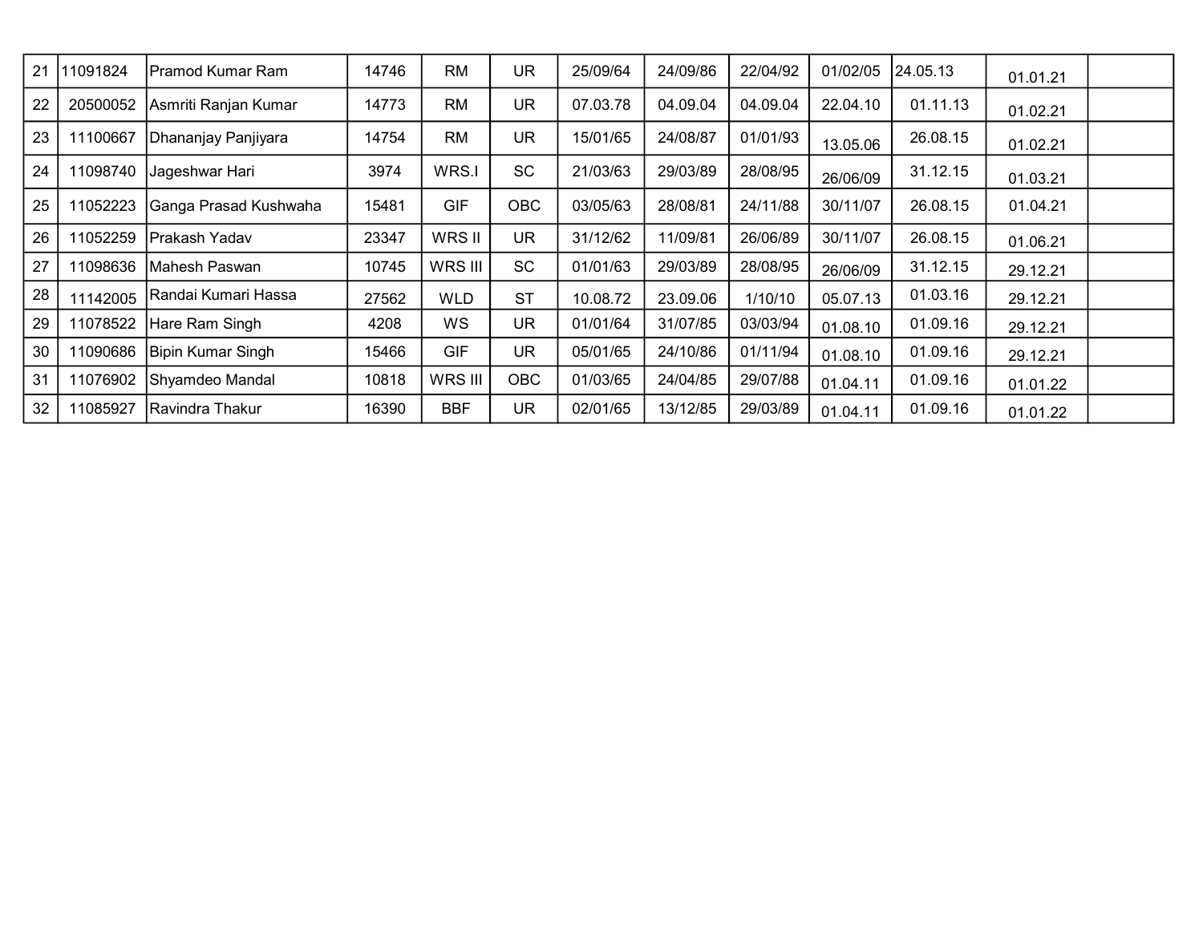|  |  |  |  |  |  |  |  |  |  |  |  |  |
|---|---|---|---|---|---|---|---|---|---|---|---|---|
| 21 | 11091824 | Pramod Kumar Ram | 14746 | RM | UR | 25/09/64 | 24/09/86 | 22/04/92 | 01/02/05 | 24.05.13 | 01.01.21 |  |
| 22 | 20500052 | Asmriti Ranjan Kumar | 14773 | RM | UR | 07.03.78 | 04.09.04 | 04.09.04 | 22.04.10 | 01.11.13 | 01.02.21 |  |
| 23 | 11100667 | Dhananjay Panjiyara | 14754 | RM | UR | 15/01/65 | 24/08/87 | 01/01/93 | 13.05.06 | 26.08.15 | 01.02.21 |  |
| 24 | 11098740 | Jageshwar Hari | 3974 | WRS.I | SC | 21/03/63 | 29/03/89 | 28/08/95 | 26/06/09 | 31.12.15 | 01.03.21 |  |
| 25 | 11052223 | Ganga Prasad Kushwaha | 15481 | GIF | OBC | 03/05/63 | 28/08/81 | 24/11/88 | 30/11/07 | 26.08.15 | 01.04.21 |  |
| 26 | 11052259 | Prakash Yadav | 23347 | WRS II | UR | 31/12/62 | 11/09/81 | 26/06/89 | 30/11/07 | 26.08.15 | 01.06.21 |  |
| 27 | 11098636 | Mahesh Paswan | 10745 | WRS III | SC | 01/01/63 | 29/03/89 | 28/08/95 | 26/06/09 | 31.12.15 | 29.12.21 |  |
| 28 | 11142005 | Randai Kumari Hassa | 27562 | WLD | ST | 10.08.72 | 23.09.06 | 1/10/10 | 05.07.13 | 01.03.16 | 29.12.21 |  |
| 29 | 11078522 | Hare Ram Singh | 4208 | WS | UR | 01/01/64 | 31/07/85 | 03/03/94 | 01.08.10 | 01.09.16 | 29.12.21 |  |
| 30 | 11090686 | Bipin Kumar Singh | 15466 | GIF | UR | 05/01/65 | 24/10/86 | 01/11/94 | 01.08.10 | 01.09.16 | 29.12.21 |  |
| 31 | 11076902 | Shyamdeo Mandal | 10818 | WRS III | OBC | 01/03/65 | 24/04/85 | 29/07/88 | 01.04.11 | 01.09.16 | 01.01.22 |  |
| 32 | 11085927 | Ravindra Thakur | 16390 | BBF | UR | 02/01/65 | 13/12/85 | 29/03/89 | 01.04.11 | 01.09.16 | 01.01.22 |  |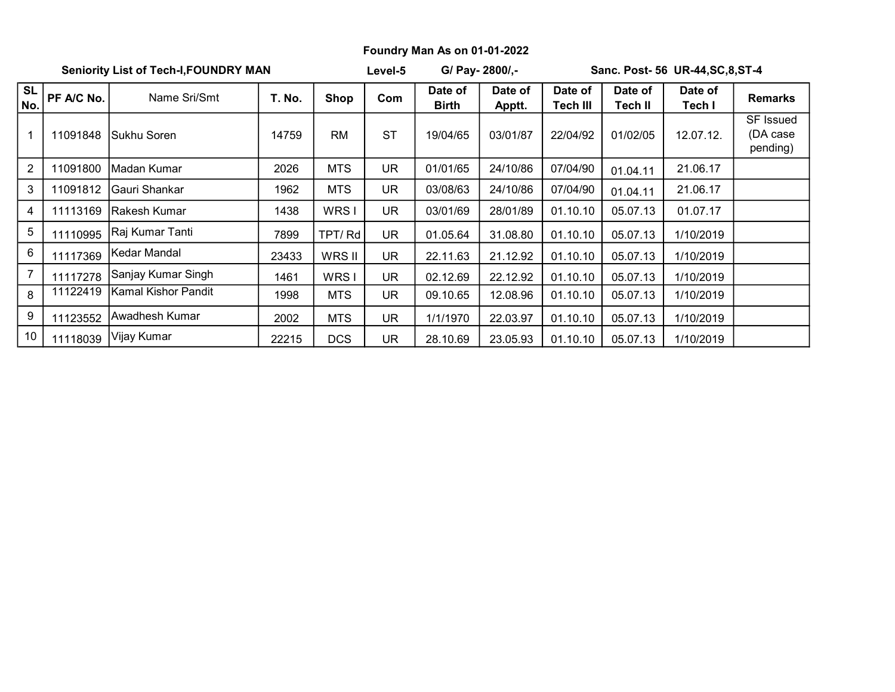**Foundry Man As on 01-01-2022**

**Seniority List of Tech-I,FOUNDRY MAN** **Level-5** **G/ Pay- 2800/,-** **Sanc. Post- 56 UR-44,SC,8,ST-4**

| SL No. | PF A/C No. | Name Sri/Smt | T. No. | Shop | Com | Date of Birth | Date of Apptt. | Date of Tech III | Date of Tech II | Date of Tech I | Remarks |
|---|---|---|---|---|---|---|---|---|---|---|---|
| 1 | 11091848 | Sukhu Soren | 14759 | RM | ST | 19/04/65 | 03/01/87 | 22/04/92 | 01/02/05 | 12.07.12. | SF Issued (DA case pending) |
| 2 | 11091800 | Madan Kumar | 2026 | MTS | UR | 01/01/65 | 24/10/86 | 07/04/90 | 01.04.11 | 21.06.17 | |
| 3 | 11091812 | Gauri Shankar | 1962 | MTS | UR | 03/08/63 | 24/10/86 | 07/04/90 | 01.04.11 | 21.06.17 | |
| 4 | 11113169 | Rakesh Kumar | 1438 | WRS I | UR | 03/01/69 | 28/01/89 | 01.10.10 | 05.07.13 | 01.07.17 | |
| 5 | 11110995 | Raj Kumar Tanti | 7899 | TPT/ Rd | UR | 01.05.64 | 31.08.80 | 01.10.10 | 05.07.13 | 1/10/2019 | |
| 6 | 11117369 | Kedar Mandal | 23433 | WRS II | UR | 22.11.63 | 21.12.92 | 01.10.10 | 05.07.13 | 1/10/2019 | |
| 7 | 11117278 | Sanjay Kumar Singh | 1461 | WRS I | UR | 02.12.69 | 22.12.92 | 01.10.10 | 05.07.13 | 1/10/2019 | |
| 8 | 11122419 | Kamal Kishor Pandit | 1998 | MTS | UR | 09.10.65 | 12.08.96 | 01.10.10 | 05.07.13 | 1/10/2019 | |
| 9 | 11123552 | Awadhesh Kumar | 2002 | MTS | UR | 1/1/1970 | 22.03.97 | 01.10.10 | 05.07.13 | 1/10/2019 | |
| 10 | 11118039 | Vijay Kumar | 22215 | DCS | UR | 28.10.69 | 23.05.93 | 01.10.10 | 05.07.13 | 1/10/2019 | |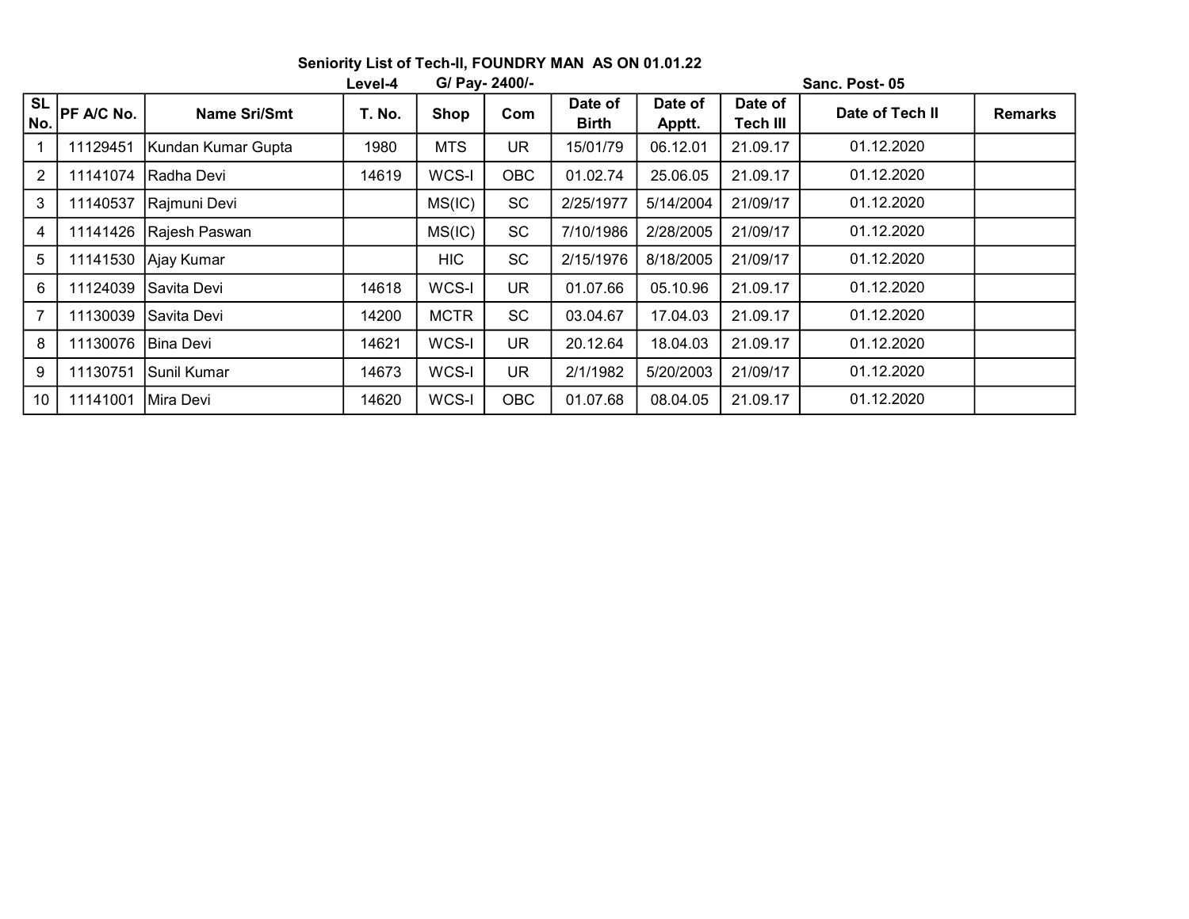**Seniority List of Tech-II, FOUNDRY MAN AS ON 01.01.22**

Level-4 G/ Pay- 2400/- Sanc. Post- 05

| SL No. | PF A/C No. | Name Sri/Smt | T. No. | Shop | Com | Date of Birth | Date of Apptt. | Date of Tech III | Date of Tech II | Remarks |
|---|---|---|---|---|---|---|---|---|---|---|
| 1 | 11129451 | Kundan Kumar Gupta | 1980 | MTS | UR | 15/01/79 | 06.12.01 | 21.09.17 | 01.12.2020 | |
| 2 | 11141074 | Radha Devi | 14619 | WCS-I | OBC | 01.02.74 | 25.06.05 | 21.09.17 | 01.12.2020 | |
| 3 | 11140537 | Rajmuni Devi | | MS(IC) | SC | 2/25/1977 | 5/14/2004 | 21/09/17 | 01.12.2020 | |
| 4 | 11141426 | Rajesh Paswan | | MS(IC) | SC | 7/10/1986 | 2/28/2005 | 21/09/17 | 01.12.2020 | |
| 5 | 11141530 | Ajay Kumar | | HIC | SC | 2/15/1976 | 8/18/2005 | 21/09/17 | 01.12.2020 | |
| 6 | 11124039 | Savita Devi | 14618 | WCS-I | UR | 01.07.66 | 05.10.96 | 21.09.17 | 01.12.2020 | |
| 7 | 11130039 | Savita Devi | 14200 | MCTR | SC | 03.04.67 | 17.04.03 | 21.09.17 | 01.12.2020 | |
| 8 | 11130076 | Bina Devi | 14621 | WCS-I | UR | 20.12.64 | 18.04.03 | 21.09.17 | 01.12.2020 | |
| 9 | 11130751 | Sunil Kumar | 14673 | WCS-I | UR | 2/1/1982 | 5/20/2003 | 21/09/17 | 01.12.2020 | |
| 10 | 11141001 | Mira Devi | 14620 | WCS-I | OBC | 01.07.68 | 08.04.05 | 21.09.17 | 01.12.2020 | |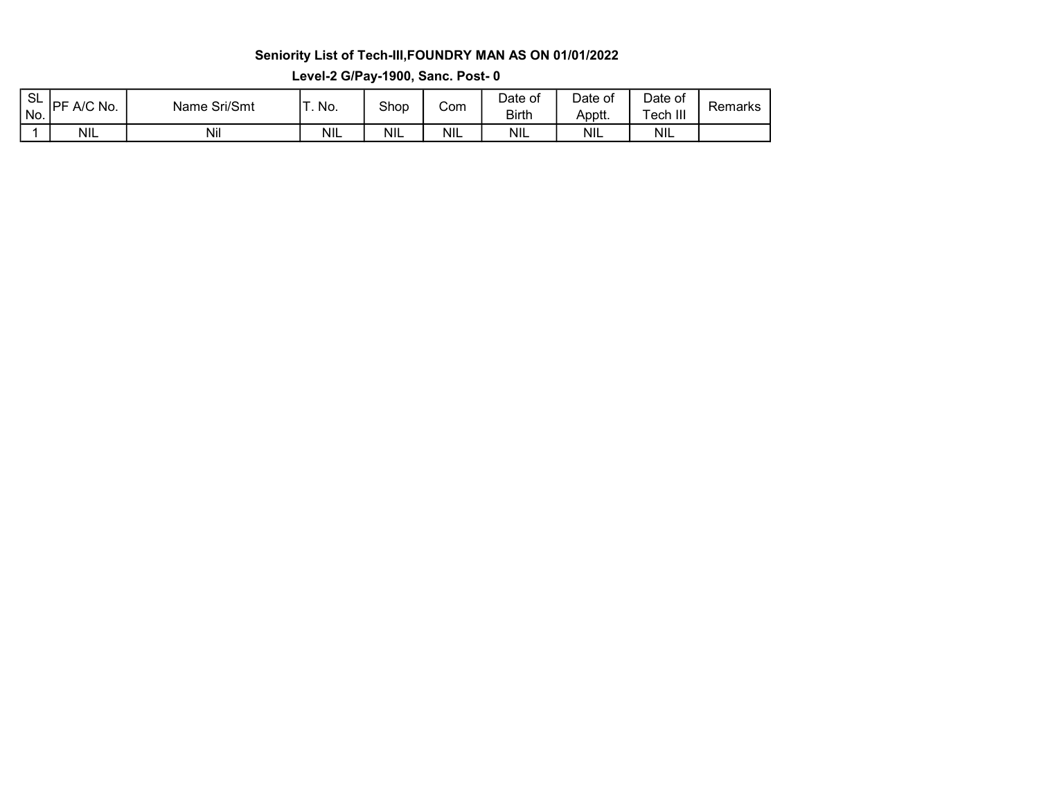**Seniority List of Tech-III,FOUNDRY MAN AS ON 01/01/2022**

**Level-2 G/Pay-1900, Sanc. Post- 0**

| SL No. | PF A/C No. | Name Sri/Smt | T. No. | Shop | Com | Date of Birth | Date of Apptt. | Date of Tech III | Remarks |
|---|---|---|---|---|---|---|---|---|---|
| 1 | NIL | Nil | NIL | NIL | NIL | NIL | NIL | NIL | |